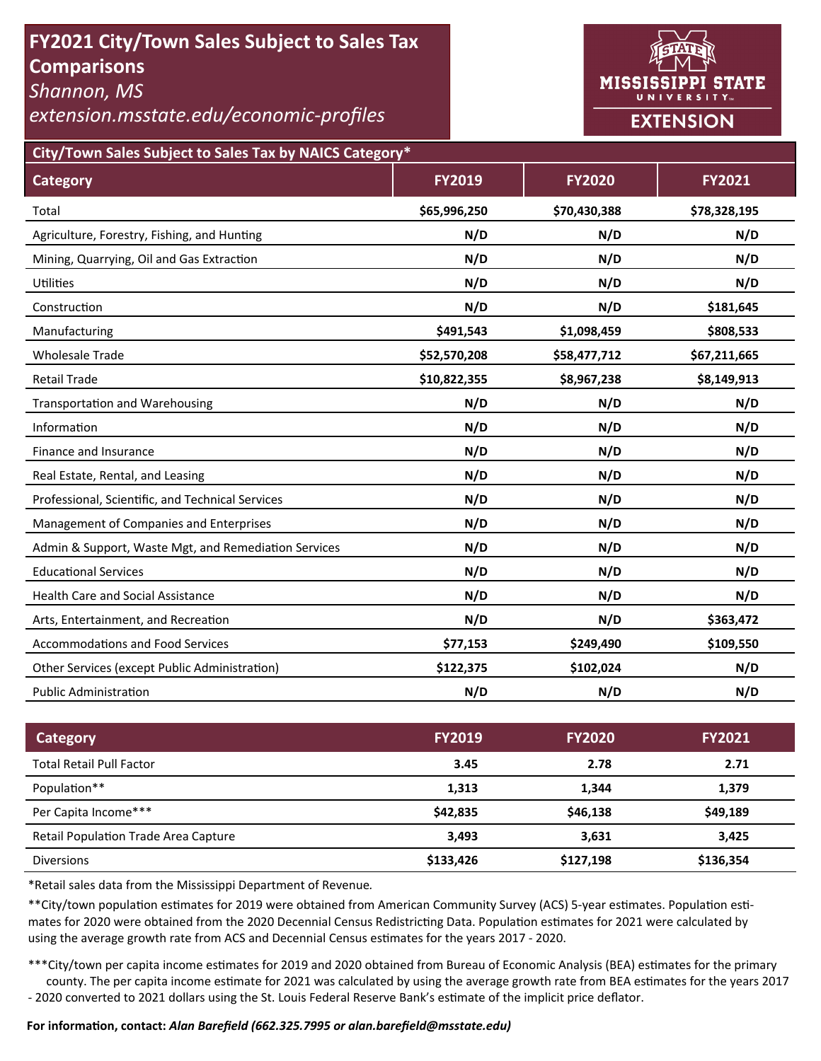# FY2021 City/Town Sales Subject to Sales Tax Comparisons

*Shannon, MS*

*extension.msstate.edu/economic-profiles*

Mississippi State University Extension

## City/Town Sales Subject to Sales Tax by NAICS Category*

| Category | FY2019 | FY2020 | FY2021 |
|---|---|---|---|
| Total | **$65,996,250** | **$70,430,388** | **$78,328,195** |
| Agriculture, Forestry, Fishing, and Hunting | **N/D** | **N/D** | **N/D** |
| Mining, Quarrying, Oil and Gas Extraction | **N/D** | **N/D** | **N/D** |
| Utilities | **N/D** | **N/D** | **N/D** |
| Construction | **N/D** | **N/D** | **$181,645** |
| Manufacturing | **$491,543** | **$1,098,459** | **$808,533** |
| Wholesale Trade | **$52,570,208** | **$58,477,712** | **$67,211,665** |
| Retail Trade | **$10,822,355** | **$8,967,238** | **$8,149,913** |
| Transportation and Warehousing | **N/D** | **N/D** | **N/D** |
| Information | **N/D** | **N/D** | **N/D** |
| Finance and Insurance | **N/D** | **N/D** | **N/D** |
| Real Estate, Rental, and Leasing | **N/D** | **N/D** | **N/D** |
| Professional, Scientific, and Technical Services | **N/D** | **N/D** | **N/D** |
| Management of Companies and Enterprises | **N/D** | **N/D** | **N/D** |
| Admin & Support, Waste Mgt, and Remediation Services | **N/D** | **N/D** | **N/D** |
| Educational Services | **N/D** | **N/D** | **N/D** |
| Health Care and Social Assistance | **N/D** | **N/D** | **N/D** |
| Arts, Entertainment, and Recreation | **N/D** | **N/D** | **$363,472** |
| Accommodations and Food Services | **$77,153** | **$249,490** | **$109,550** |
| Other Services (except Public Administration) | **$122,375** | **$102,024** | **N/D** |
| Public Administration | **N/D** | **N/D** | **N/D** |

| Category | FY2019 | FY2020 | FY2021 |
|---|---|---|---|
| Total Retail Pull Factor | **3.45** | **2.78** | **2.71** |
| Population** | **1,313** | **1,344** | **1,379** |
| Per Capita Income*** | **$42,835** | **$46,138** | **$49,189** |
| Retail Population Trade Area Capture | **3,493** | **3,631** | **3,425** |
| Diversions | **$133,426** | **$127,198** | **$136,354** |

*Retail sales data from the Mississippi Department of Revenue.

**City/town population estimates for 2019 were obtained from American Community Survey (ACS) 5-year estimates. Population estimates for 2020 were obtained from the 2020 Decennial Census Redistricting Data. Population estimates for 2021 were calculated by using the average growth rate from ACS and Decennial Census estimates for the years 2017 - 2020.

***City/town per capita income estimates for 2019 and 2020 obtained from Bureau of Economic Analysis (BEA) estimates for the primary county. The per capita income estimate for 2021 was calculated by using the average growth rate from BEA estimates for the years 2017 - 2020 converted to 2021 dollars using the St. Louis Federal Reserve Bank's estimate of the implicit price deflator.

**For information, contact:** ***Alan Barefield (662.325.7995 or alan.barefield@msstate.edu)***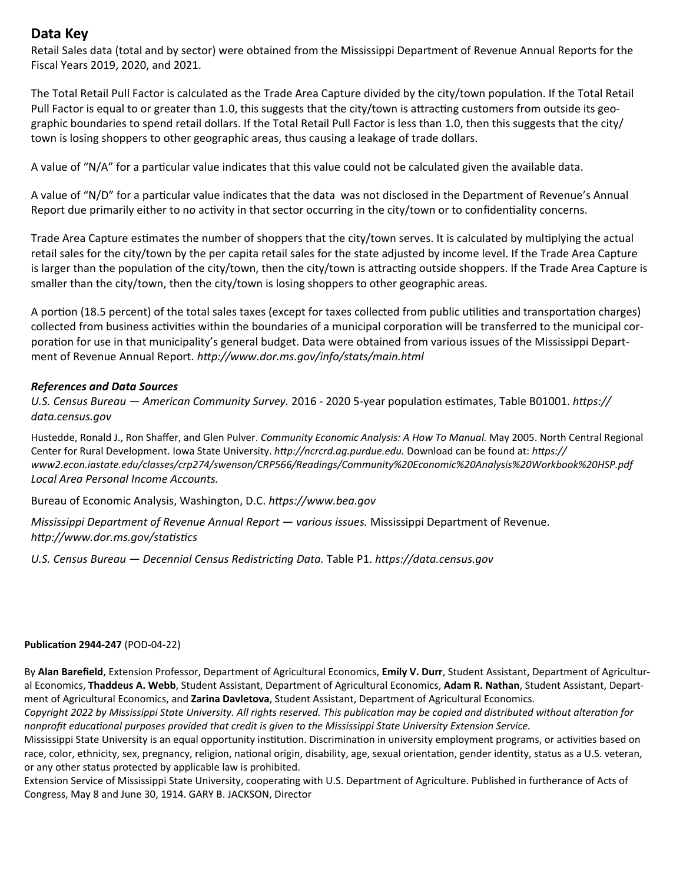## Data Key

Retail Sales data (total and by sector) were obtained from the Mississippi Department of Revenue Annual Reports for the Fiscal Years 2019, 2020, and 2021.

The Total Retail Pull Factor is calculated as the Trade Area Capture divided by the city/town population. If the Total Retail Pull Factor is equal to or greater than 1.0, this suggests that the city/town is attracting customers from outside its geographic boundaries to spend retail dollars. If the Total Retail Pull Factor is less than 1.0, then this suggests that the city/town is losing shoppers to other geographic areas, thus causing a leakage of trade dollars.

A value of "N/A" for a particular value indicates that this value could not be calculated given the available data.

A value of "N/D" for a particular value indicates that the data was not disclosed in the Department of Revenue's Annual Report due primarily either to no activity in that sector occurring in the city/town or to confidentiality concerns.

Trade Area Capture estimates the number of shoppers that the city/town serves. It is calculated by multiplying the actual retail sales for the city/town by the per capita retail sales for the state adjusted by income level. If the Trade Area Capture is larger than the population of the city/town, then the city/town is attracting outside shoppers. If the Trade Area Capture is smaller than the city/town, then the city/town is losing shoppers to other geographic areas.

A portion (18.5 percent) of the total sales taxes (except for taxes collected from public utilities and transportation charges) collected from business activities within the boundaries of a municipal corporation will be transferred to the municipal corporation for use in that municipality's general budget. Data were obtained from various issues of the Mississippi Department of Revenue Annual Report. *http://www.dor.ms.gov/info/stats/main.html*

### *References and Data Sources*

*U.S. Census Bureau — American Community Survey.* 2016 - 2020 5-year population estimates, Table B01001. *https://data.census.gov*

Hustedde, Ronald J., Ron Shaffer, and Glen Pulver. *Community Economic Analysis: A How To Manual.* May 2005. North Central Regional Center for Rural Development. Iowa State University. *http://ncrcrd.ag.purdue.edu.* Download can be found at: *https://www2.econ.iastate.edu/classes/crp274/swenson/CRP566/Readings/Community%20Economic%20Analysis%20Workbook%20HSP.pdf* *Local Area Personal Income Accounts.*

Bureau of Economic Analysis, Washington, D.C. *https://www.bea.gov*

*Mississippi Department of Revenue Annual Report — various issues.* Mississippi Department of Revenue. *http://www.dor.ms.gov/statistics*

*U.S. Census Bureau — Decennial Census Redistricting Data.* Table P1. *https://data.census.gov*

**Publication 2944-247** (POD-04-22)

By **Alan Barefield**, Extension Professor, Department of Agricultural Economics, **Emily V. Durr**, Student Assistant, Department of Agricultural Economics, **Thaddeus A. Webb**, Student Assistant, Department of Agricultural Economics, **Adam R. Nathan**, Student Assistant, Department of Agricultural Economics, and **Zarina Davletova**, Student Assistant, Department of Agricultural Economics.

*Copyright 2022 by Mississippi State University. All rights reserved. This publication may be copied and distributed without alteration for nonprofit educational purposes provided that credit is given to the Mississippi State University Extension Service.*

Mississippi State University is an equal opportunity institution. Discrimination in university employment programs, or activities based on race, color, ethnicity, sex, pregnancy, religion, national origin, disability, age, sexual orientation, gender identity, status as a U.S. veteran, or any other status protected by applicable law is prohibited.

Extension Service of Mississippi State University, cooperating with U.S. Department of Agriculture. Published in furtherance of Acts of Congress, May 8 and June 30, 1914. GARY B. JACKSON, Director